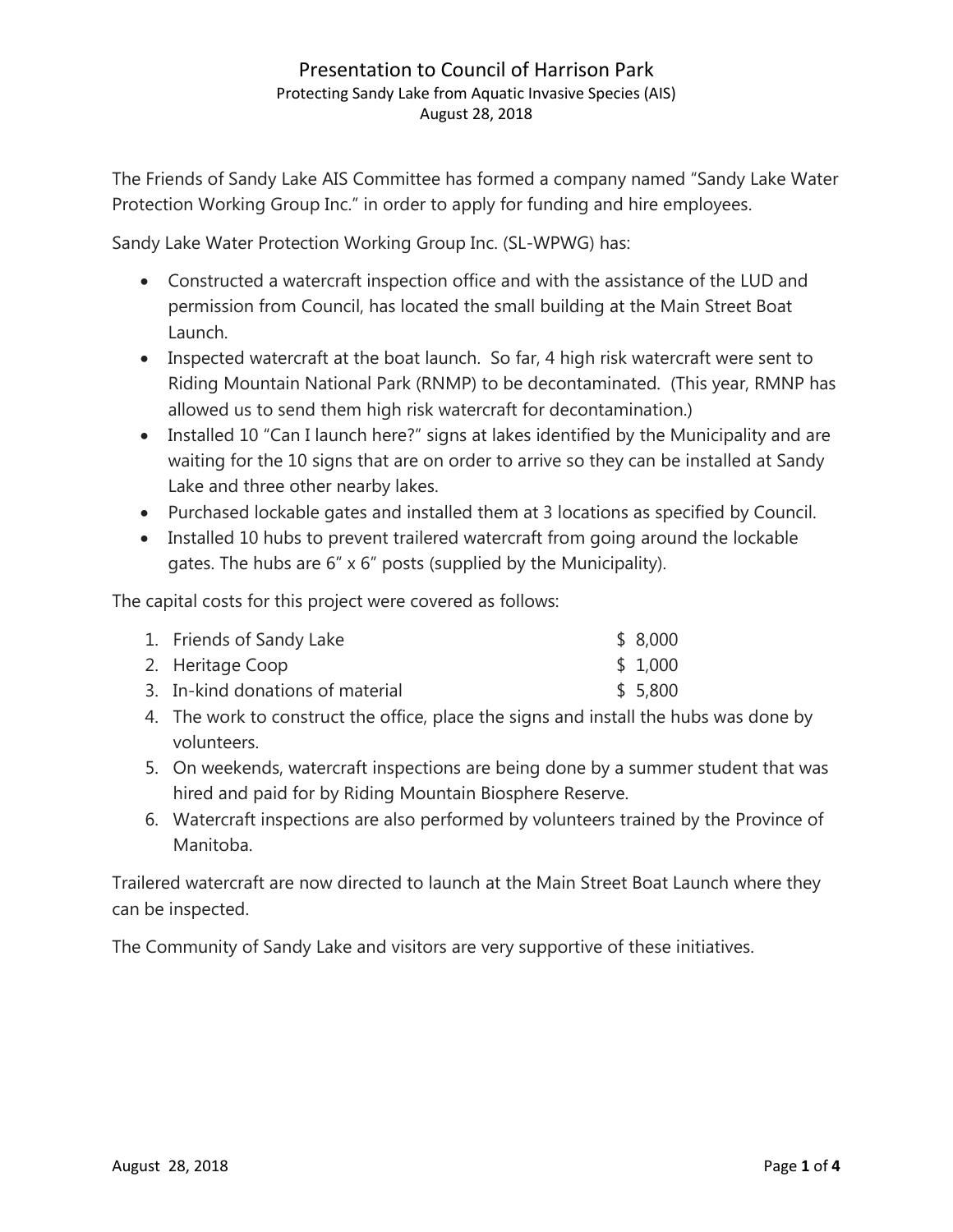# Presentation to Council of Harrison Park

## Protecting Sandy Lake from Aquatic Invasive Species (AIS)

August 28, 2018

The Friends of Sandy Lake AIS Committee has formed a company named "Sandy Lake Water Protection Working Group Inc." in order to apply for funding and hire employees.

Sandy Lake Water Protection Working Group Inc. (SL-WPWG) has:

- Constructed a watercraft inspection office and with the assistance of the LUD and permission from Council, has located the small building at the Main Street Boat Launch.
- Inspected watercraft at the boat launch. So far, 4 high risk watercraft were sent to Riding Mountain National Park (RNMP) to be decontaminated. (This year, RMNP has allowed us to send them high risk watercraft for decontamination.)
- Installed 10 "Can I launch here?" signs at lakes identified by the Municipality and are waiting for the 10 signs that are on order to arrive so they can be installed at Sandy Lake and three other nearby lakes.
- Purchased lockable gates and installed them at 3 locations as specified by Council.
- Installed 10 hubs to prevent trailered watercraft from going around the lockable gates. The hubs are 6" x 6" posts (supplied by the Municipality).

The capital costs for this project were covered as follows:

1. Friends of Sandy Lake $ 8,000
2. Heritage Coop $ 1,000
3. In-kind donations of material $ 5,800
4. The work to construct the office, place the signs and install the hubs was done by volunteers.
5. On weekends, watercraft inspections are being done by a summer student that was hired and paid for by Riding Mountain Biosphere Reserve.
6. Watercraft inspections are also performed by volunteers trained by the Province of Manitoba.

Trailered watercraft are now directed to launch at the Main Street Boat Launch where they can be inspected.

The Community of Sandy Lake and visitors are very supportive of these initiatives.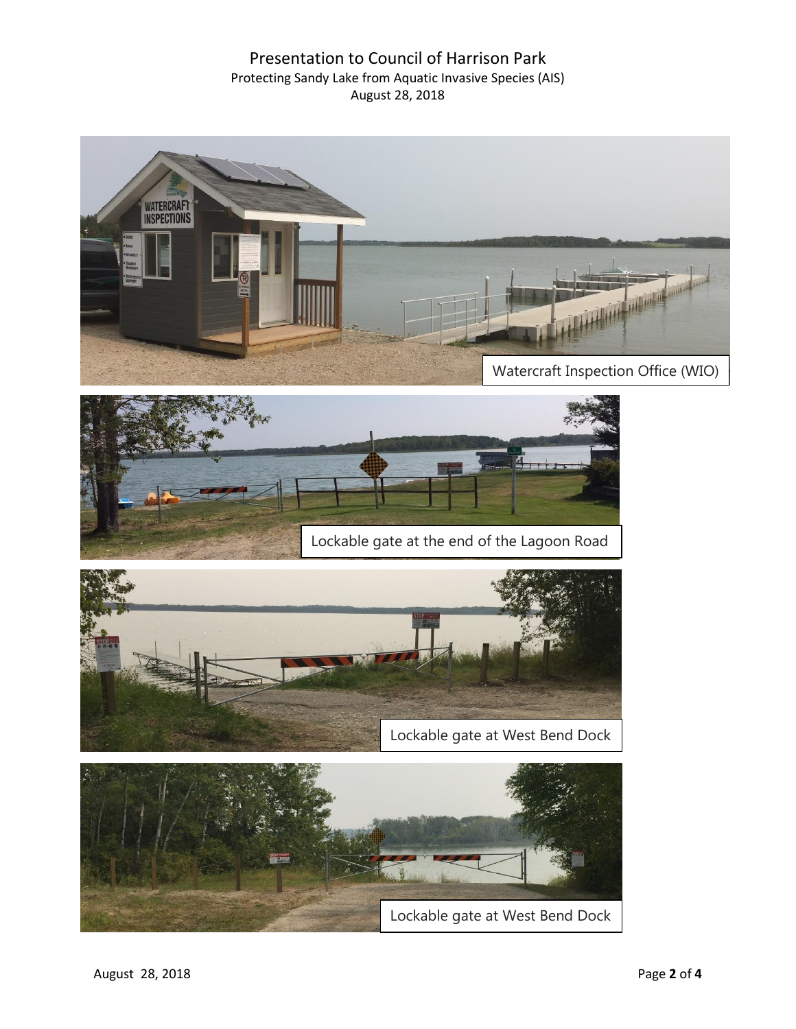# Presentation to Council of Harrison Park

Protecting Sandy Lake from Aquatic Invasive Species (AIS)

August 28, 2018

Watercraft Inspection Office (WIO)

Lockable gate at the end of the Lagoon Road

Lockable gate at West Bend Dock

Lockable gate at West Bend Dock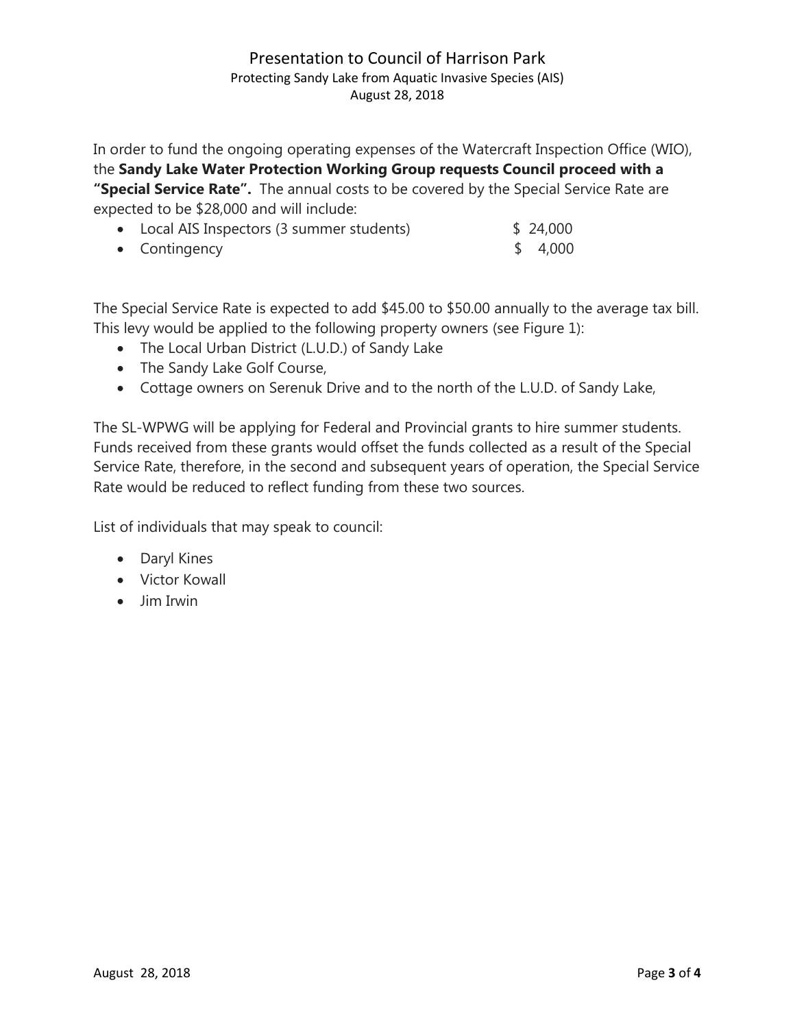In order to fund the ongoing operating expenses of the Watercraft Inspection Office (WIO), the **Sandy Lake Water Protection Working Group requests Council proceed with a "Special Service Rate".** The annual costs to be covered by the Special Service Rate are expected to be $28,000 and will include:

- Local AIS Inspectors (3 summer students) $ 24,000
- Contingency $ 4,000

The Special Service Rate is expected to add $45.00 to $50.00 annually to the average tax bill. This levy would be applied to the following property owners (see Figure 1):

- The Local Urban District (L.U.D.) of Sandy Lake
- The Sandy Lake Golf Course,
- Cottage owners on Serenuk Drive and to the north of the L.U.D. of Sandy Lake,

The SL-WPWG will be applying for Federal and Provincial grants to hire summer students. Funds received from these grants would offset the funds collected as a result of the Special Service Rate, therefore, in the second and subsequent years of operation, the Special Service Rate would be reduced to reflect funding from these two sources.

List of individuals that may speak to council:

- Daryl Kines
- Victor Kowall
- Jim Irwin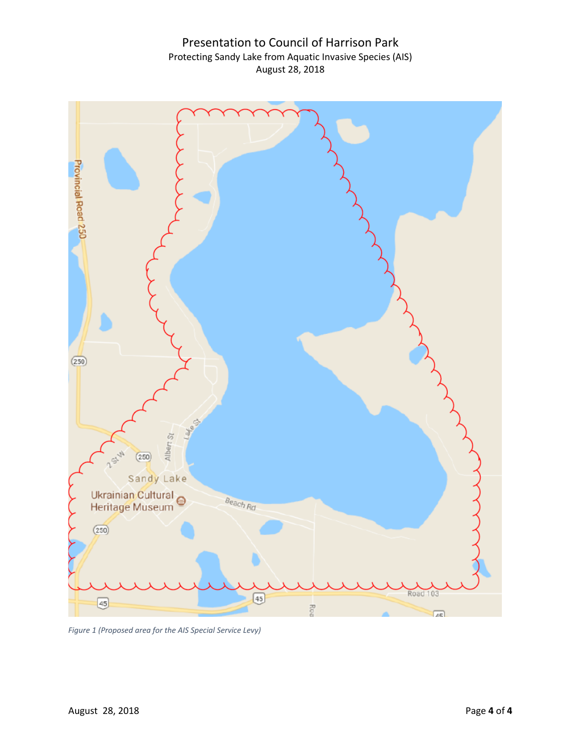Provincial Road 250

250

Lake St

Albert St

2 St W

250

Sandy Lake

Ukrainian Cultural Heritage Museum

Beach Rd

250

45

45

Road 103

Roa

45

*Figure 1 (Proposed area for the AIS Special Service Levy)*